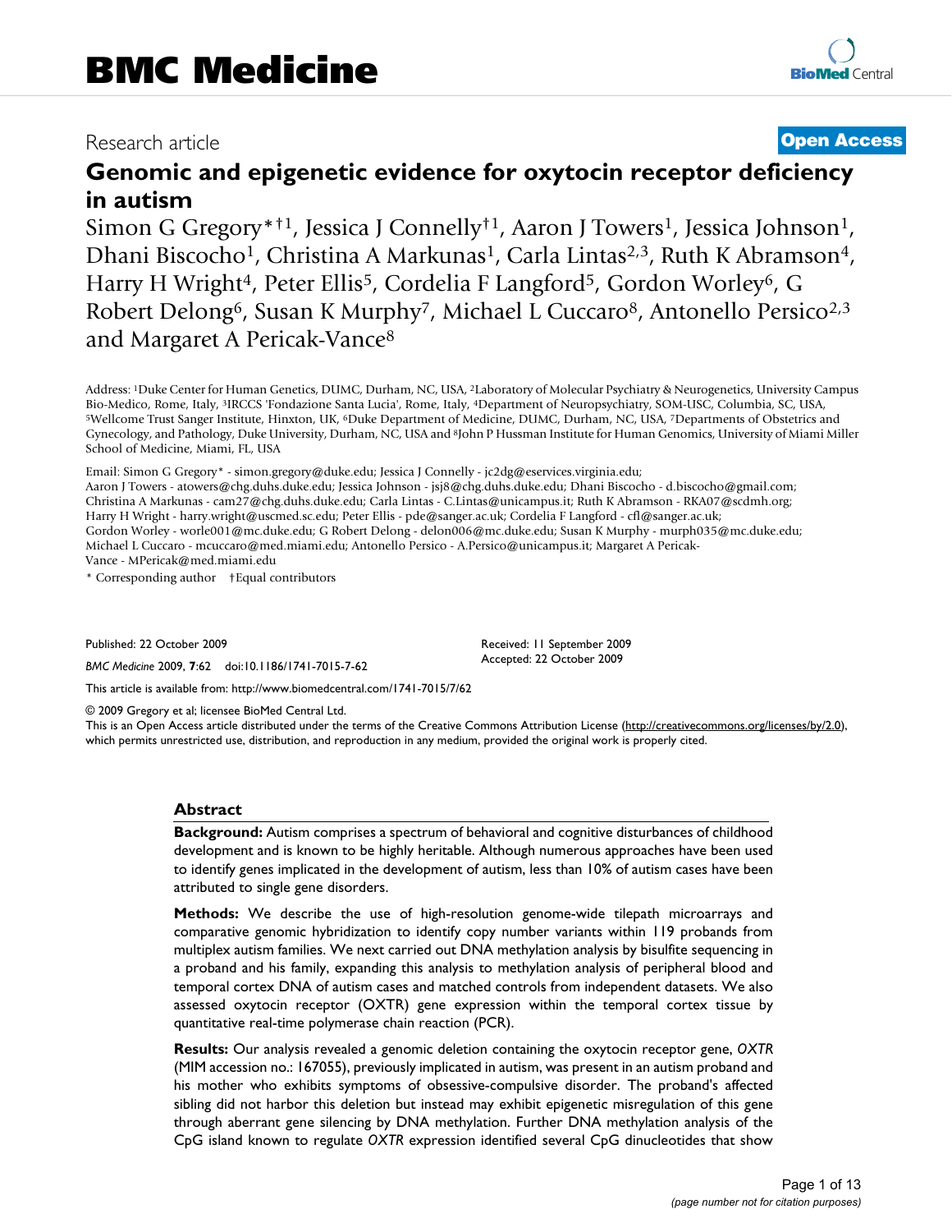Research article

**Open Access**

# Genomic and epigenetic evidence for oxytocin receptor deficiency in autism

Simon G Gregory*†1, Jessica J Connelly†1, Aaron J Towers[1], Jessica Johnson[1], Dhani Biscocho[1], Christina A Markunas[1], Carla Lintas[2,3], Ruth K Abramson[4], Harry H Wright[4], Peter Ellis[5], Cordelia F Langford[5], Gordon Worley[6], G Robert Delong[6], Susan K Murphy[7], Michael L Cuccaro[8], Antonello Persico[2,3] and Margaret A Pericak-Vance[8]

Address: [1]Duke Center for Human Genetics, DUMC, Durham, NC, USA, [2]Laboratory of Molecular Psychiatry & Neurogenetics, University Campus Bio-Medico, Rome, Italy, [3]IRCCS 'Fondazione Santa Lucia', Rome, Italy, [4]Department of Neuropsychiatry, SOM-USC, Columbia, SC, USA, [5]Wellcome Trust Sanger Institute, Hinxton, UK, [6]Duke Department of Medicine, DUMC, Durham, NC, USA, [7]Departments of Obstetrics and Gynecology, and Pathology, Duke University, Durham, NC, USA and [8]John P Hussman Institute for Human Genomics, University of Miami Miller School of Medicine, Miami, FL, USA

Email: Simon G Gregory* - simon.gregory@duke.edu; Jessica J Connelly - jc2dg@eservices.virginia.edu; Aaron J Towers - atowers@chg.duhs.duke.edu; Jessica Johnson - jsj8@chg.duhs.duke.edu; Dhani Biscocho - d.biscocho@gmail.com; Christina A Markunas - cam27@chg.duhs.duke.edu; Carla Lintas - C.Lintas@unicampus.it; Ruth K Abramson - RKA07@scdmh.org; Harry H Wright - harry.wright@uscmed.sc.edu; Peter Ellis - pde@sanger.ac.uk; Cordelia F Langford - cfl@sanger.ac.uk; Gordon Worley - worle001@mc.duke.edu; G Robert Delong - delon006@mc.duke.edu; Susan K Murphy - murph035@mc.duke.edu; Michael L Cuccaro - mcuccaro@med.miami.edu; Antonello Persico - A.Persico@unicampus.it; Margaret A Pericak-Vance - MPericak@med.miami.edu

\* Corresponding author †Equal contributors

Published: 22 October 2009

*BMC Medicine* 2009, **7**:62 doi:10.1186/1741-7015-7-62

Received: 11 September 2009
Accepted: 22 October 2009

This article is available from: http://www.biomedcentral.com/1741-7015/7/62

© 2009 Gregory et al; licensee BioMed Central Ltd.

This is an Open Access article distributed under the terms of the Creative Commons Attribution License (http://creativecommons.org/licenses/by/2.0), which permits unrestricted use, distribution, and reproduction in any medium, provided the original work is properly cited.

## Abstract

**Background:** Autism comprises a spectrum of behavioral and cognitive disturbances of childhood development and is known to be highly heritable. Although numerous approaches have been used to identify genes implicated in the development of autism, less than 10% of autism cases have been attributed to single gene disorders.

**Methods:** We describe the use of high-resolution genome-wide tilepath microarrays and comparative genomic hybridization to identify copy number variants within 119 probands from multiplex autism families. We next carried out DNA methylation analysis by bisulfite sequencing in a proband and his family, expanding this analysis to methylation analysis of peripheral blood and temporal cortex DNA of autism cases and matched controls from independent datasets. We also assessed oxytocin receptor (OXTR) gene expression within the temporal cortex tissue by quantitative real-time polymerase chain reaction (PCR).

**Results:** Our analysis revealed a genomic deletion containing the oxytocin receptor gene, *OXTR* (MIM accession no.: 167055), previously implicated in autism, was present in an autism proband and his mother who exhibits symptoms of obsessive-compulsive disorder. The proband's affected sibling did not harbor this deletion but instead may exhibit epigenetic misregulation of this gene through aberrant gene silencing by DNA methylation. Further DNA methylation analysis of the CpG island known to regulate *OXTR* expression identified several CpG dinucleotides that show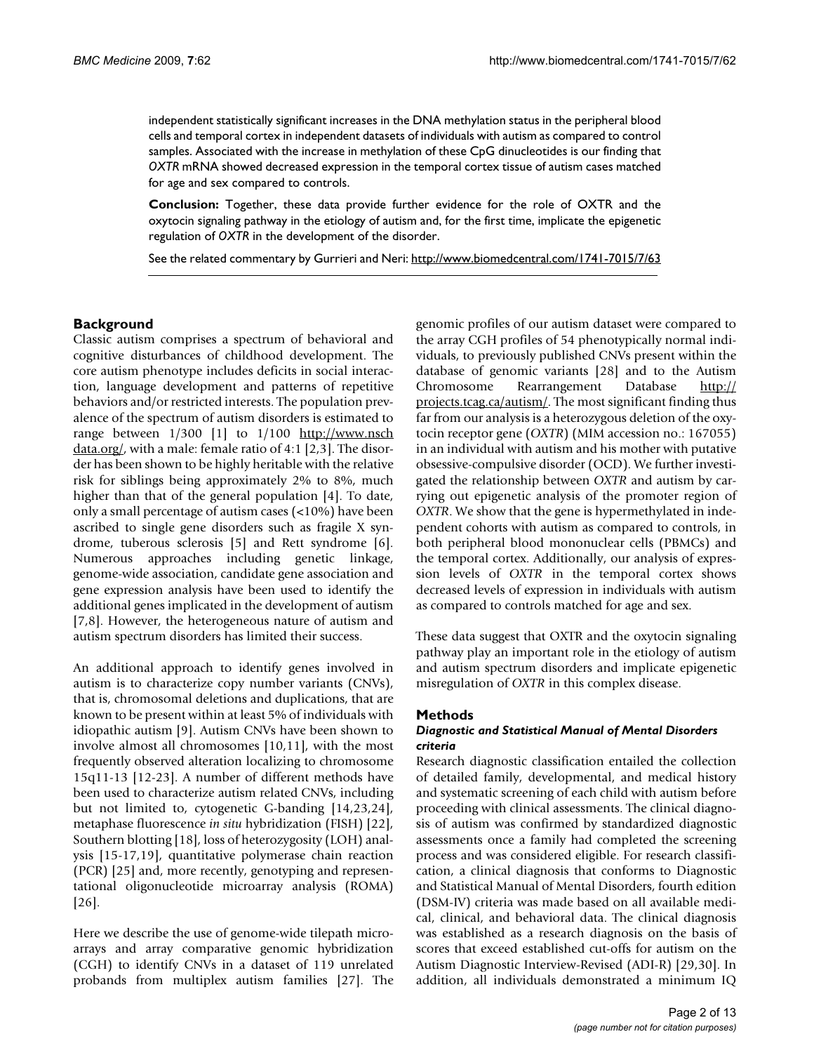independent statistically significant increases in the DNA methylation status in the peripheral blood cells and temporal cortex in independent datasets of individuals with autism as compared to control samples. Associated with the increase in methylation of these CpG dinucleotides is our finding that *OXTR* mRNA showed decreased expression in the temporal cortex tissue of autism cases matched for age and sex compared to controls.

**Conclusion:** Together, these data provide further evidence for the role of OXTR and the oxytocin signaling pathway in the etiology of autism and, for the first time, implicate the epigenetic regulation of *OXTR* in the development of the disorder.

See the related commentary by Gurrieri and Neri: http://www.biomedcentral.com/1741-7015/7/63

## Background

Classic autism comprises a spectrum of behavioral and cognitive disturbances of childhood development. The core autism phenotype includes deficits in social interaction, language development and patterns of repetitive behaviors and/or restricted interests. The population prevalence of the spectrum of autism disorders is estimated to range between 1/300 [1] to 1/100 http://www.nschdata.org/, with a male: female ratio of 4:1 [2,3]. The disorder has been shown to be highly heritable with the relative risk for siblings being approximately 2% to 8%, much higher than that of the general population [4]. To date, only a small percentage of autism cases (<10%) have been ascribed to single gene disorders such as fragile X syndrome, tuberous sclerosis [5] and Rett syndrome [6]. Numerous approaches including genetic linkage, genome-wide association, candidate gene association and gene expression analysis have been used to identify the additional genes implicated in the development of autism [7,8]. However, the heterogeneous nature of autism and autism spectrum disorders has limited their success.

An additional approach to identify genes involved in autism is to characterize copy number variants (CNVs), that is, chromosomal deletions and duplications, that are known to be present within at least 5% of individuals with idiopathic autism [9]. Autism CNVs have been shown to involve almost all chromosomes [10,11], with the most frequently observed alteration localizing to chromosome 15q11-13 [12-23]. A number of different methods have been used to characterize autism related CNVs, including but not limited to, cytogenetic G-banding [14,23,24], metaphase fluorescence *in situ* hybridization (FISH) [22], Southern blotting [18], loss of heterozygosity (LOH) analysis [15-17,19], quantitative polymerase chain reaction (PCR) [25] and, more recently, genotyping and representational oligonucleotide microarray analysis (ROMA) [26].

Here we describe the use of genome-wide tilepath microarrays and array comparative genomic hybridization (CGH) to identify CNVs in a dataset of 119 unrelated probands from multiplex autism families [27]. The genomic profiles of our autism dataset were compared to the array CGH profiles of 54 phenotypically normal individuals, to previously published CNVs present within the database of genomic variants [28] and to the Autism Chromosome Rearrangement Database http://projects.tcag.ca/autism/. The most significant finding thus far from our analysis is a heterozygous deletion of the oxytocin receptor gene (*OXTR*) (MIM accession no.: 167055) in an individual with autism and his mother with putative obsessive-compulsive disorder (OCD). We further investigated the relationship between *OXTR* and autism by carrying out epigenetic analysis of the promoter region of *OXTR*. We show that the gene is hypermethylated in independent cohorts with autism as compared to controls, in both peripheral blood mononuclear cells (PBMCs) and the temporal cortex. Additionally, our analysis of expression levels of *OXTR* in the temporal cortex shows decreased levels of expression in individuals with autism as compared to controls matched for age and sex.

These data suggest that OXTR and the oxytocin signaling pathway play an important role in the etiology of autism and autism spectrum disorders and implicate epigenetic misregulation of *OXTR* in this complex disease.

## Methods

### *Diagnostic and Statistical Manual of Mental Disorders criteria*

Research diagnostic classification entailed the collection of detailed family, developmental, and medical history and systematic screening of each child with autism before proceeding with clinical assessments. The clinical diagnosis of autism was confirmed by standardized diagnostic assessments once a family had completed the screening process and was considered eligible. For research classification, a clinical diagnosis that conforms to Diagnostic and Statistical Manual of Mental Disorders, fourth edition (DSM-IV) criteria was made based on all available medical, clinical, and behavioral data. The clinical diagnosis was established as a research diagnosis on the basis of scores that exceed established cut-offs for autism on the Autism Diagnostic Interview-Revised (ADI-R) [29,30]. In addition, all individuals demonstrated a minimum IQ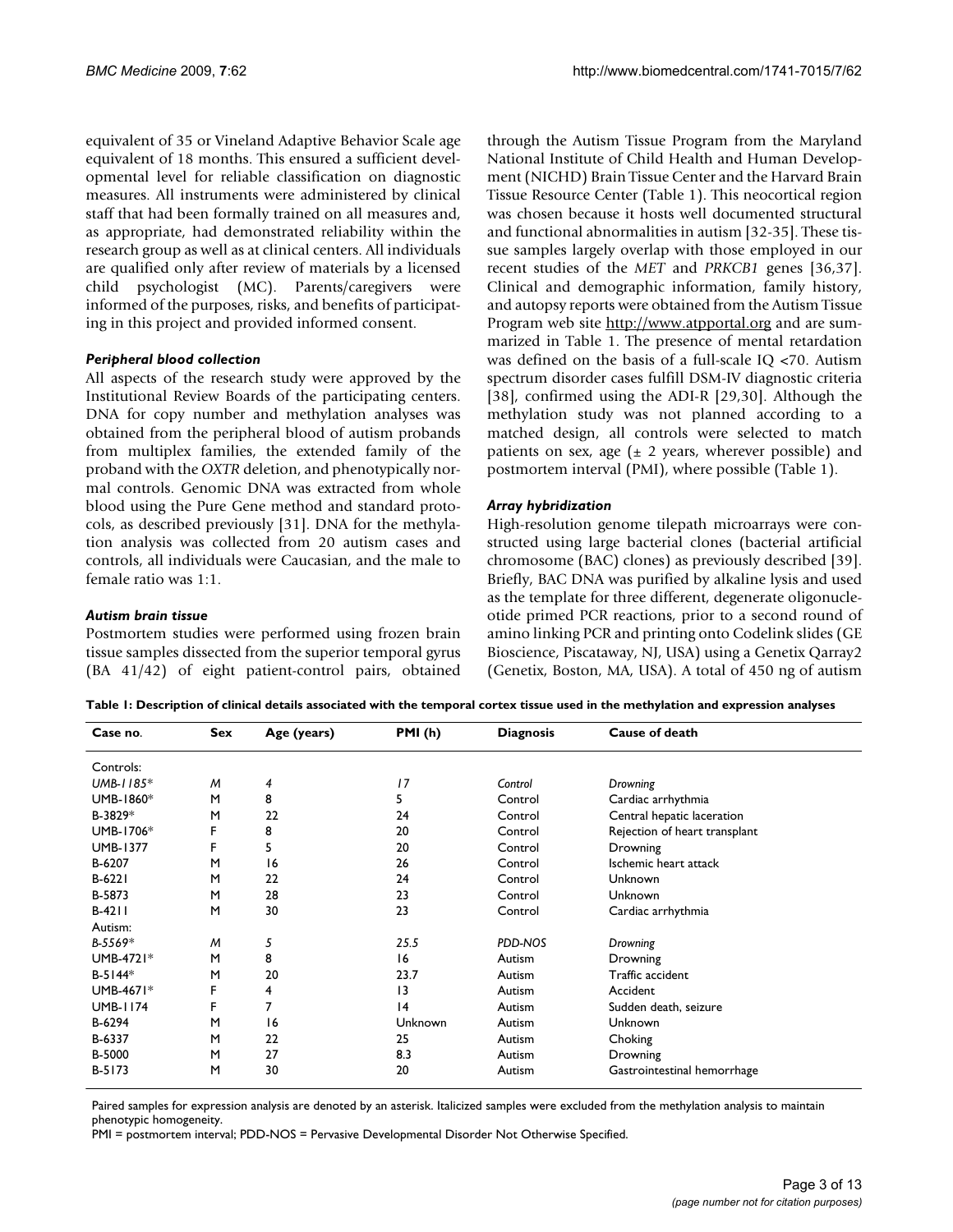equivalent of 35 or Vineland Adaptive Behavior Scale age equivalent of 18 months. This ensured a sufficient developmental level for reliable classification on diagnostic measures. All instruments were administered by clinical staff that had been formally trained on all measures and, as appropriate, had demonstrated reliability within the research group as well as at clinical centers. All individuals are qualified only after review of materials by a licensed child psychologist (MC). Parents/caregivers were informed of the purposes, risks, and benefits of participating in this project and provided informed consent.

### *Peripheral blood collection*

All aspects of the research study were approved by the Institutional Review Boards of the participating centers. DNA for copy number and methylation analyses was obtained from the peripheral blood of autism probands from multiplex families, the extended family of the proband with the *OXTR* deletion, and phenotypically normal controls. Genomic DNA was extracted from whole blood using the Pure Gene method and standard protocols, as described previously [31]. DNA for the methylation analysis was collected from 20 autism cases and controls, all individuals were Caucasian, and the male to female ratio was 1:1.

### *Autism brain tissue*

Postmortem studies were performed using frozen brain tissue samples dissected from the superior temporal gyrus (BA 41/42) of eight patient-control pairs, obtained through the Autism Tissue Program from the Maryland National Institute of Child Health and Human Development (NICHD) Brain Tissue Center and the Harvard Brain Tissue Resource Center (Table 1). This neocortical region was chosen because it hosts well documented structural and functional abnormalities in autism [32-35]. These tissue samples largely overlap with those employed in our recent studies of the *MET* and *PRKCB1* genes [36,37]. Clinical and demographic information, family history, and autopsy reports were obtained from the Autism Tissue Program web site http://www.atpportal.org and are summarized in Table 1. The presence of mental retardation was defined on the basis of a full-scale IQ <70. Autism spectrum disorder cases fulfill DSM-IV diagnostic criteria [38], confirmed using the ADI-R [29,30]. Although the methylation study was not planned according to a matched design, all controls were selected to match patients on sex, age (± 2 years, wherever possible) and postmortem interval (PMI), where possible (Table 1).

### *Array hybridization*

High-resolution genome tilepath microarrays were constructed using large bacterial clones (bacterial artificial chromosome (BAC) clones) as previously described [39]. Briefly, BAC DNA was purified by alkaline lysis and used as the template for three different, degenerate oligonucleotide primed PCR reactions, prior to a second round of amino linking PCR and printing onto Codelink slides (GE Bioscience, Piscataway, NJ, USA) using a Genetix Qarray2 (Genetix, Boston, MA, USA). A total of 450 ng of autism

**Table 1: Description of clinical details associated with the temporal cortex tissue used in the methylation and expression analyses**

| Case no. | Sex | Age (years) | PMI (h) | Diagnosis | Cause of death |
|---|---|---|---|---|---|
| Controls: | | | | | |
| *UMB-1185\** | *M* | *4* | *17* | *Control* | *Drowning* |
| UMB-1860* | M | 8 | 5 | Control | Cardiac arrhythmia |
| B-3829* | M | 22 | 24 | Control | Central hepatic laceration |
| UMB-1706* | F | 8 | 20 | Control | Rejection of heart transplant |
| UMB-1377 | F | 5 | 20 | Control | Drowning |
| B-6207 | M | 16 | 26 | Control | Ischemic heart attack |
| B-6221 | M | 22 | 24 | Control | Unknown |
| B-5873 | M | 28 | 23 | Control | Unknown |
| B-4211 | M | 30 | 23 | Control | Cardiac arrhythmia |
| Autism: | | | | | |
| *B-5569\** | *M* | *5* | *25.5* | *PDD-NOS* | *Drowning* |
| UMB-4721* | M | 8 | 16 | Autism | Drowning |
| B-5144* | M | 20 | 23.7 | Autism | Traffic accident |
| UMB-4671* | F | 4 | 13 | Autism | Accident |
| UMB-1174 | F | 7 | 14 | Autism | Sudden death, seizure |
| B-6294 | M | 16 | Unknown | Autism | Unknown |
| B-6337 | M | 22 | 25 | Autism | Choking |
| B-5000 | M | 27 | 8.3 | Autism | Drowning |
| B-5173 | M | 30 | 20 | Autism | Gastrointestinal hemorrhage |

Paired samples for expression analysis are denoted by an asterisk. Italicized samples were excluded from the methylation analysis to maintain phenotypic homogeneity.
PMI = postmortem interval; PDD-NOS = Pervasive Developmental Disorder Not Otherwise Specified.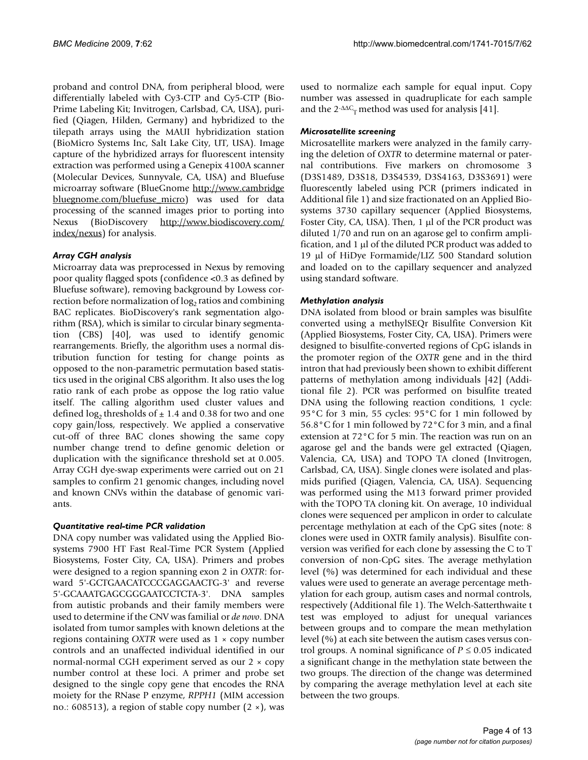proband and control DNA, from peripheral blood, were differentially labeled with Cy3-CTP and Cy5-CTP (Bio-Prime Labeling Kit; Invitrogen, Carlsbad, CA, USA), purified (Qiagen, Hilden, Germany) and hybridized to the tilepath arrays using the MAUI hybridization station (BioMicro Systems Inc, Salt Lake City, UT, USA). Image capture of the hybridized arrays for fluorescent intensity extraction was performed using a Genepix 4100A scanner (Molecular Devices, Sunnyvale, CA, USA) and Bluefuse microarray software (BlueGnome http://www.cambridgebluegnome.com/bluefuse_micro) was used for data processing of the scanned images prior to porting into Nexus (BioDiscovery http://www.biodiscovery.com/index/nexus) for analysis.

### *Array CGH analysis*

Microarray data was preprocessed in Nexus by removing poor quality flagged spots (confidence <0.3 as defined by Bluefuse software), removing background by Lowess correction before normalization of $\log_2$ ratios and combining BAC replicates. BioDiscovery's rank segmentation algorithm (RSA), which is similar to circular binary segmentation (CBS) [40], was used to identify genomic rearrangements. Briefly, the algorithm uses a normal distribution function for testing for change points as opposed to the non-parametric permutation based statistics used in the original CBS algorithm. It also uses the log ratio rank of each probe as oppose the log ratio value itself. The calling algorithm used cluster values and defined $\log_2$ thresholds of $\pm$ 1.4 and 0.38 for two and one copy gain/loss, respectively. We applied a conservative cut-off of three BAC clones showing the same copy number change trend to define genomic deletion or duplication with the significance threshold set at 0.005. Array CGH dye-swap experiments were carried out on 21 samples to confirm 21 genomic changes, including novel and known CNVs within the database of genomic variants.

### *Quantitative real-time PCR validation*

DNA copy number was validated using the Applied Biosystems 7900 HT Fast Real-Time PCR System (Applied Biosystems, Foster City, CA, USA). Primers and probes were designed to a region spanning exon 2 in *OXTR*: forward 5'-GCTGAACATCCCGAGGAACTG-3' and reverse 5'-GCAAATGAGCGGGAATCCTCTA-3'. DNA samples from autistic probands and their family members were used to determine if the CNV was familial or *de novo*. DNA isolated from tumor samples with known deletions at the regions containing *OXTR* were used as 1 × copy number controls and an unaffected individual identified in our normal-normal CGH experiment served as our 2 × copy number control at these loci. A primer and probe set designed to the single copy gene that encodes the RNA moiety for the RNase P enzyme, *RPPH1* (MIM accession no.: 608513), a region of stable copy number (2 ×), was used to normalize each sample for equal input. Copy number was assessed in quadruplicate for each sample and the $2^{-\Delta\Delta C_T}$ method was used for analysis [41].

### *Microsatellite screening*

Microsatellite markers were analyzed in the family carrying the deletion of *OXTR* to determine maternal or paternal contributions. Five markers on chromosome 3 (D3S1489, D3S18, D3S4539, D3S4163, D3S3691) were fluorescently labeled using PCR (primers indicated in Additional file 1) and size fractionated on an Applied Biosystems 3730 capillary sequencer (Applied Biosystems, Foster City, CA, USA). Then, 1 μl of the PCR product was diluted 1/70 and run on an agarose gel to confirm amplification, and 1 μl of the diluted PCR product was added to 19 μl of HiDye Formamide/LIZ 500 Standard solution and loaded on to the capillary sequencer and analyzed using standard software.

### *Methylation analysis*

DNA isolated from blood or brain samples was bisulfite converted using a methylSEQr Bisulfite Conversion Kit (Applied Biosystems, Foster City, CA, USA). Primers were designed to bisulfite-converted regions of CpG islands in the promoter region of the *OXTR* gene and in the third intron that had previously been shown to exhibit different patterns of methylation among individuals [42] (Additional file 2). PCR was performed on bisulfite treated DNA using the following reaction conditions, 1 cycle: 95°C for 3 min, 55 cycles: 95°C for 1 min followed by 56.8°C for 1 min followed by 72°C for 3 min, and a final extension at 72°C for 5 min. The reaction was run on an agarose gel and the bands were gel extracted (Qiagen, Valencia, CA, USA) and TOPO TA cloned (Invitrogen, Carlsbad, CA, USA). Single clones were isolated and plasmids purified (Qiagen, Valencia, CA, USA). Sequencing was performed using the M13 forward primer provided with the TOPO TA cloning kit. On average, 10 individual clones were sequenced per amplicon in order to calculate percentage methylation at each of the CpG sites (note: 8 clones were used in OXTR family analysis). Bisulfite conversion was verified for each clone by assessing the C to T conversion of non-CpG sites. The average methylation level (%) was determined for each individual and these values were used to generate an average percentage methylation for each group, autism cases and normal controls, respectively (Additional file 1). The Welch-Satterthwaite t test was employed to adjust for unequal variances between groups and to compare the mean methylation level (%) at each site between the autism cases versus control groups. A nominal significance of $P \leq 0.05$ indicated a significant change in the methylation state between the two groups. The direction of the change was determined by comparing the average methylation level at each site between the two groups.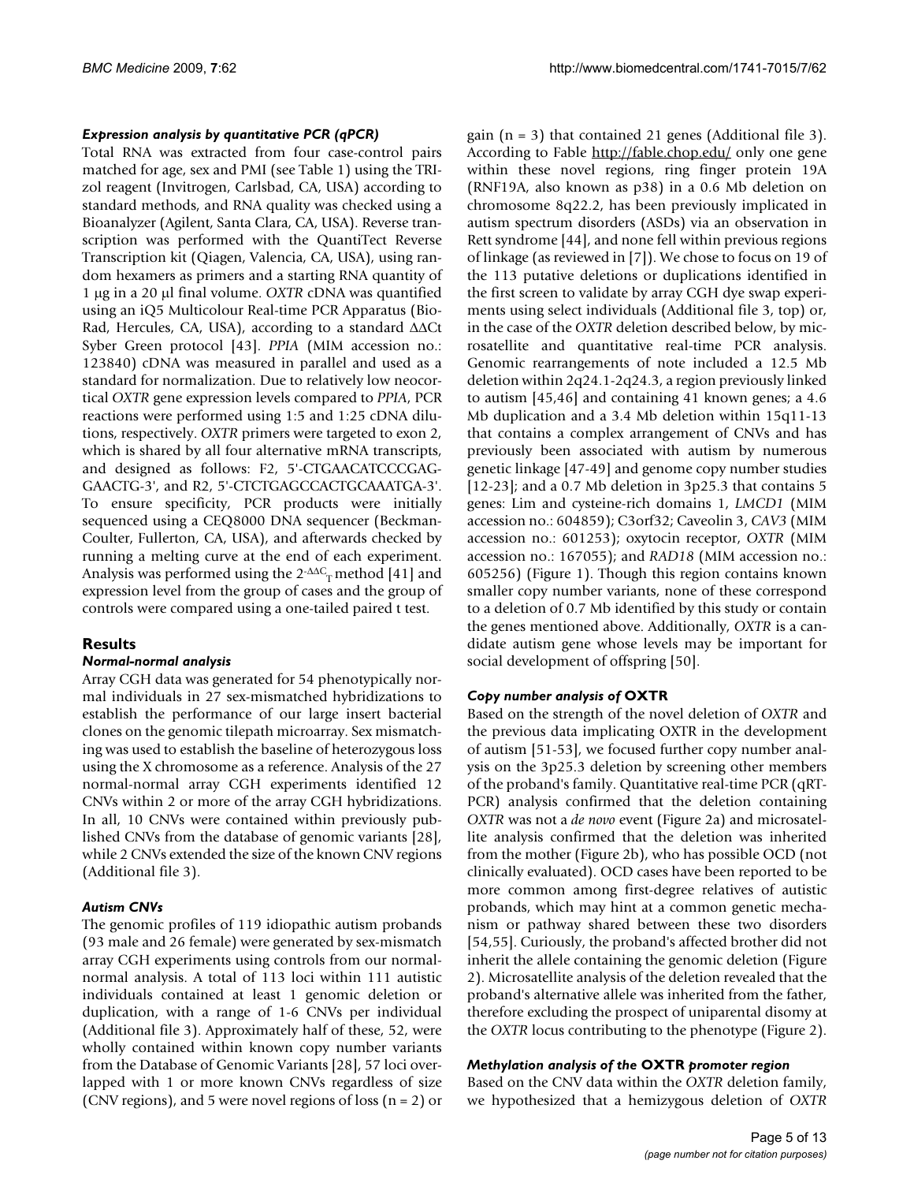### *Expression analysis by quantitative PCR (qPCR)*

Total RNA was extracted from four case-control pairs matched for age, sex and PMI (see Table 1) using the TRIzol reagent (Invitrogen, Carlsbad, CA, USA) according to standard methods, and RNA quality was checked using a Bioanalyzer (Agilent, Santa Clara, CA, USA). Reverse transcription was performed with the QuantiTect Reverse Transcription kit (Qiagen, Valencia, CA, USA), using random hexamers as primers and a starting RNA quantity of 1 μg in a 20 μl final volume. *OXTR* cDNA was quantified using an iQ5 Multicolour Real-time PCR Apparatus (Bio-Rad, Hercules, CA, USA), according to a standard ΔΔCt Syber Green protocol [43]. *PPIA* (MIM accession no.: 123840) cDNA was measured in parallel and used as a standard for normalization. Due to relatively low neocortical *OXTR* gene expression levels compared to *PPIA*, PCR reactions were performed using 1:5 and 1:25 cDNA dilutions, respectively. *OXTR* primers were targeted to exon 2, which is shared by all four alternative mRNA transcripts, and designed as follows: F2, 5'-CTGAACATCCCGAG-GAACTG-3', and R2, 5'-CTCTGAGCCACTGCAAATGA-3'. To ensure specificity, PCR products were initially sequenced using a CEQ8000 DNA sequencer (Beckman-Coulter, Fullerton, CA, USA), and afterwards checked by running a melting curve at the end of each experiment. Analysis was performed using the $2^{-\Delta\Delta C_T}$ method [41] and expression level from the group of cases and the group of controls were compared using a one-tailed paired t test.

## Results

### *Normal-normal analysis*

Array CGH data was generated for 54 phenotypically normal individuals in 27 sex-mismatched hybridizations to establish the performance of our large insert bacterial clones on the genomic tilepath microarray. Sex mismatching was used to establish the baseline of heterozygous loss using the X chromosome as a reference. Analysis of the 27 normal-normal array CGH experiments identified 12 CNVs within 2 or more of the array CGH hybridizations. In all, 10 CNVs were contained within previously published CNVs from the database of genomic variants [28], while 2 CNVs extended the size of the known CNV regions (Additional file 3).

### *Autism CNVs*

The genomic profiles of 119 idiopathic autism probands (93 male and 26 female) were generated by sex-mismatch array CGH experiments using controls from our normal-normal analysis. A total of 113 loci within 111 autistic individuals contained at least 1 genomic deletion or duplication, with a range of 1-6 CNVs per individual (Additional file 3). Approximately half of these, 52, were wholly contained within known copy number variants from the Database of Genomic Variants [28], 57 loci overlapped with 1 or more known CNVs regardless of size (CNV regions), and 5 were novel regions of loss (n = 2) or gain (n = 3) that contained 21 genes (Additional file 3). According to Fable http://fable.chop.edu/ only one gene within these novel regions, ring finger protein 19A (RNF19A, also known as p38) in a 0.6 Mb deletion on chromosome 8q22.2, has been previously implicated in autism spectrum disorders (ASDs) via an observation in Rett syndrome [44], and none fell within previous regions of linkage (as reviewed in [7]). We chose to focus on 19 of the 113 putative deletions or duplications identified in the first screen to validate by array CGH dye swap experiments using select individuals (Additional file 3, top) or, in the case of the *OXTR* deletion described below, by microsatellite and quantitative real-time PCR analysis. Genomic rearrangements of note included a 12.5 Mb deletion within 2q24.1-2q24.3, a region previously linked to autism [45,46] and containing 41 known genes; a 4.6 Mb duplication and a 3.4 Mb deletion within 15q11-13 that contains a complex arrangement of CNVs and has previously been associated with autism by numerous genetic linkage [47-49] and genome copy number studies [12-23]; and a 0.7 Mb deletion in 3p25.3 that contains 5 genes: Lim and cysteine-rich domains 1, *LMCD1* (MIM accession no.: 604859); C3orf32; Caveolin 3, *CAV3* (MIM accession no.: 601253); oxytocin receptor, *OXTR* (MIM accession no.: 167055); and *RAD18* (MIM accession no.: 605256) (Figure 1). Though this region contains known smaller copy number variants, none of these correspond to a deletion of 0.7 Mb identified by this study or contain the genes mentioned above. Additionally, *OXTR* is a candidate autism gene whose levels may be important for social development of offspring [50].

### *Copy number analysis of* OXTR

Based on the strength of the novel deletion of *OXTR* and the previous data implicating OXTR in the development of autism [51-53], we focused further copy number analysis on the 3p25.3 deletion by screening other members of the proband's family. Quantitative real-time PCR (qRT-PCR) analysis confirmed that the deletion containing *OXTR* was not a *de novo* event (Figure 2a) and microsatellite analysis confirmed that the deletion was inherited from the mother (Figure 2b), who has possible OCD (not clinically evaluated). OCD cases have been reported to be more common among first-degree relatives of autistic probands, which may hint at a common genetic mechanism or pathway shared between these two disorders [54,55]. Curiously, the proband's affected brother did not inherit the allele containing the genomic deletion (Figure 2). Microsatellite analysis of the deletion revealed that the proband's alternative allele was inherited from the father, therefore excluding the prospect of uniparental disomy at the *OXTR* locus contributing to the phenotype (Figure 2).

### *Methylation analysis of the* OXTR *promoter region*

Based on the CNV data within the *OXTR* deletion family, we hypothesized that a hemizygous deletion of *OXTR*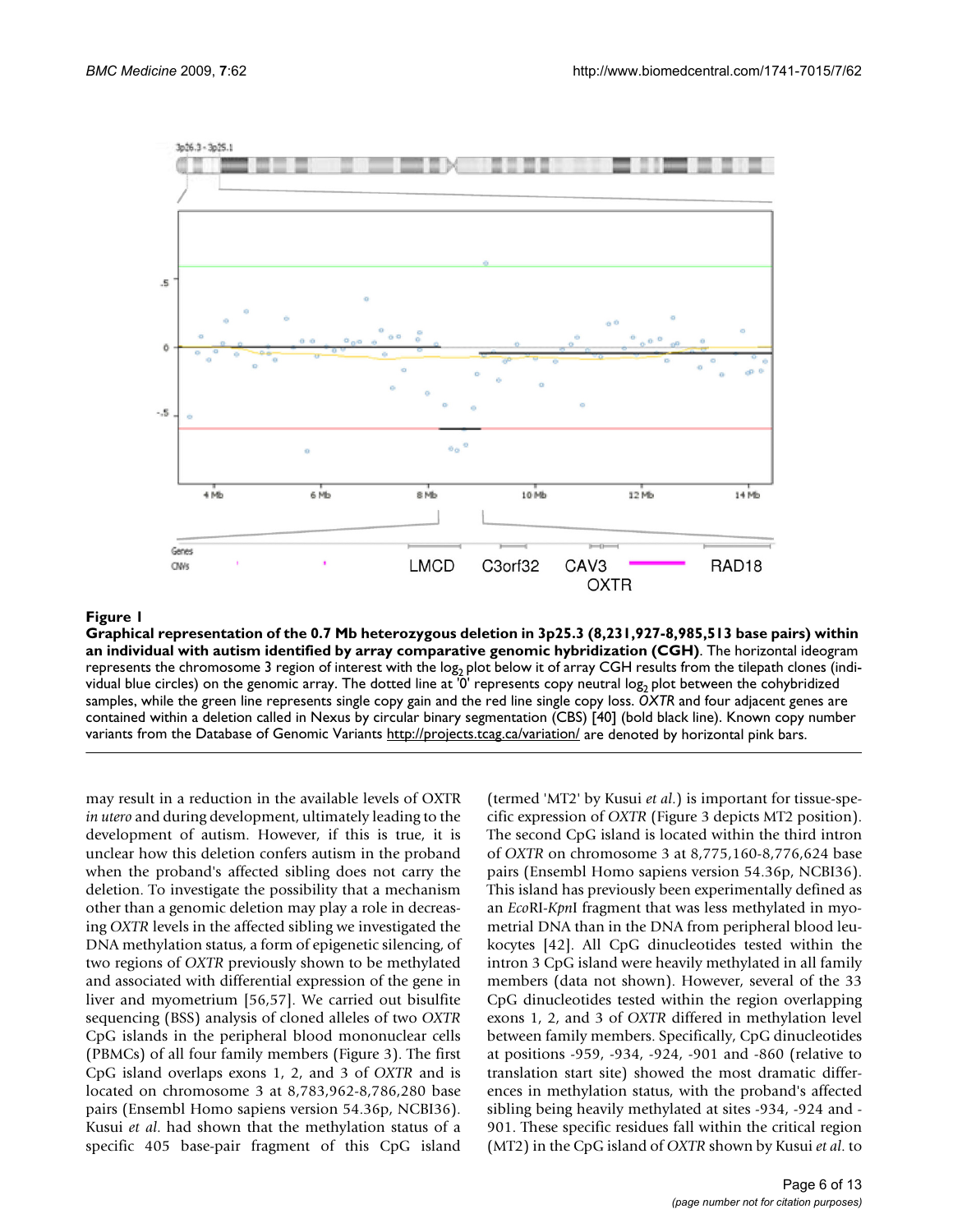**Figure 1**

**Graphical representation of the 0.7 Mb heterozygous deletion in 3p25.3 (8,231,927-8,985,513 base pairs) within an individual with autism identified by array comparative genomic hybridization (CGH)**. The horizontal ideogram represents the chromosome 3 region of interest with the $\log_2$ plot below it of array CGH results from the tilepath clones (individual blue circles) on the genomic array. The dotted line at '0' represents copy neutral $\log_2$ plot between the cohybridized samples, while the green line represents single copy gain and the red line single copy loss. *OXTR* and four adjacent genes are contained within a deletion called in Nexus by circular binary segmentation (CBS) [40] (bold black line). Known copy number variants from the Database of Genomic Variants http://projects.tcag.ca/variation/ are denoted by horizontal pink bars.

may result in a reduction in the available levels of OXTR *in utero* and during development, ultimately leading to the development of autism. However, if this is true, it is unclear how this deletion confers autism in the proband when the proband's affected sibling does not carry the deletion. To investigate the possibility that a mechanism other than a genomic deletion may play a role in decreasing *OXTR* levels in the affected sibling we investigated the DNA methylation status, a form of epigenetic silencing, of two regions of *OXTR* previously shown to be methylated and associated with differential expression of the gene in liver and myometrium [56,57]. We carried out bisulfite sequencing (BSS) analysis of cloned alleles of two *OXTR* CpG islands in the peripheral blood mononuclear cells (PBMCs) of all four family members (Figure 3). The first CpG island overlaps exons 1, 2, and 3 of *OXTR* and is located on chromosome 3 at 8,783,962-8,786,280 base pairs (Ensembl Homo sapiens version 54.36p, NCBI36). Kusui *et al.* had shown that the methylation status of a specific 405 base-pair fragment of this CpG island (termed 'MT2' by Kusui *et al.*) is important for tissue-specific expression of *OXTR* (Figure 3 depicts MT2 position). The second CpG island is located within the third intron of *OXTR* on chromosome 3 at 8,775,160-8,776,624 base pairs (Ensembl Homo sapiens version 54.36p, NCBI36). This island has previously been experimentally defined as an *Eco*RI-*Kpn*I fragment that was less methylated in myometrial DNA than in the DNA from peripheral blood leukocytes [42]. All CpG dinucleotides tested within the intron 3 CpG island were heavily methylated in all family members (data not shown). However, several of the 33 CpG dinucleotides tested within the region overlapping exons 1, 2, and 3 of *OXTR* differed in methylation level between family members. Specifically, CpG dinucleotides at positions -959, -934, -924, -901 and -860 (relative to translation start site) showed the most dramatic differences in methylation status, with the proband's affected sibling being heavily methylated at sites -934, -924 and -901. These specific residues fall within the critical region (MT2) in the CpG island of *OXTR* shown by Kusui *et al.* to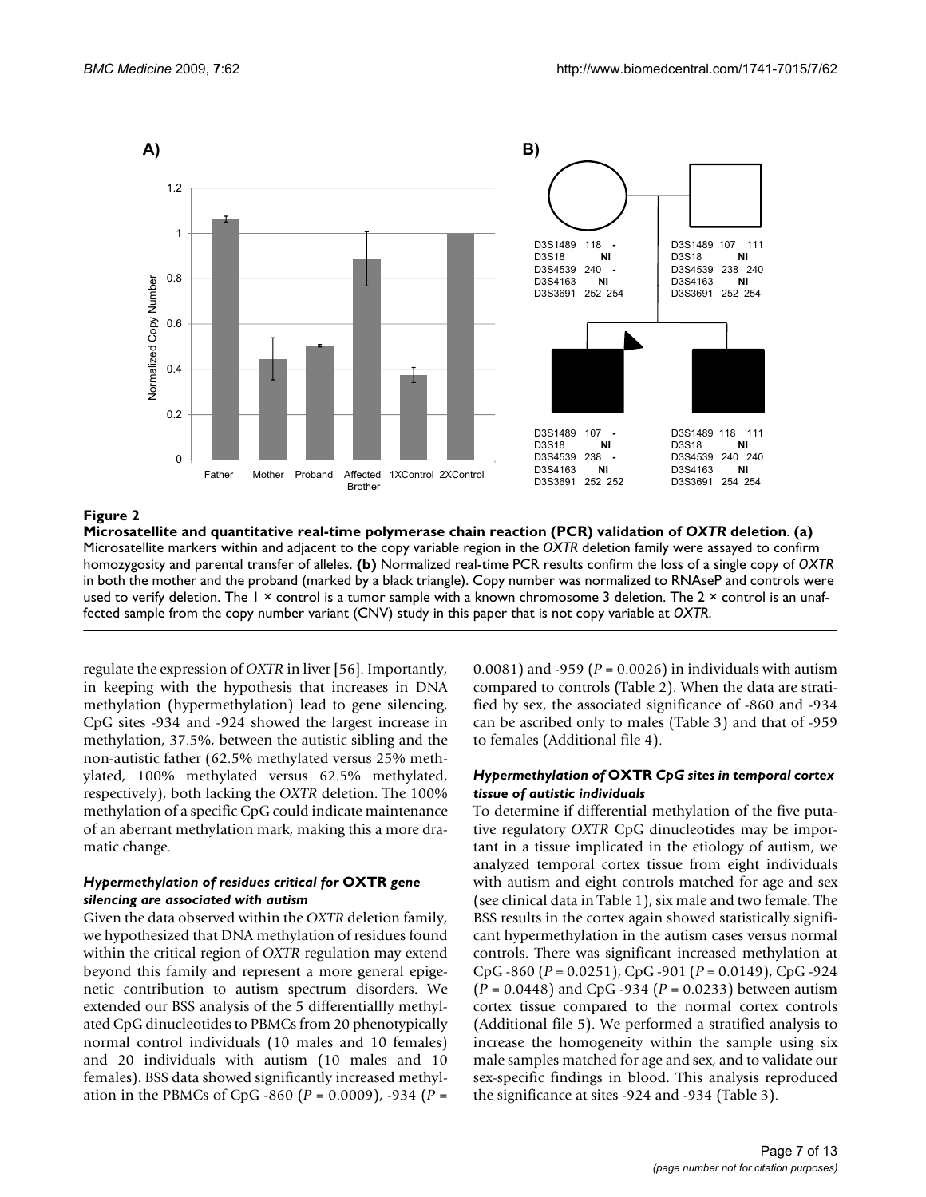**Figure 2**

**Microsatellite and quantitative real-time polymerase chain reaction (PCR) validation of *OXTR* deletion**. **(a)** Microsatellite markers within and adjacent to the copy variable region in the *OXTR* deletion family were assayed to confirm homozygosity and parental transfer of alleles. **(b)** Normalized real-time PCR results confirm the loss of a single copy of *OXTR* in both the mother and the proband (marked by a black triangle). Copy number was normalized to RNAseP and controls were used to verify deletion. The 1 × control is a tumor sample with a known chromosome 3 deletion. The 2 × control is an unaffected sample from the copy number variant (CNV) study in this paper that is not copy variable at *OXTR*.

regulate the expression of *OXTR* in liver [56]. Importantly, in keeping with the hypothesis that increases in DNA methylation (hypermethylation) lead to gene silencing, CpG sites -934 and -924 showed the largest increase in methylation, 37.5%, between the autistic sibling and the non-autistic father (62.5% methylated versus 25% methylated, 100% methylated versus 62.5% methylated, respectively), both lacking the *OXTR* deletion. The 100% methylation of a specific CpG could indicate maintenance of an aberrant methylation mark, making this a more dramatic change.

### *Hypermethylation of residues critical for* OXTR *gene silencing are associated with autism*

Given the data observed within the *OXTR* deletion family, we hypothesized that DNA methylation of residues found within the critical region of *OXTR* regulation may extend beyond this family and represent a more general epigenetic contribution to autism spectrum disorders. We extended our BSS analysis of the 5 differentiallly methylated CpG dinucleotides to PBMCs from 20 phenotypically normal control individuals (10 males and 10 females) and 20 individuals with autism (10 males and 10 females). BSS data showed significantly increased methylation in the PBMCs of CpG -860 ($P$ = 0.0009), -934 ($P$ = 0.0081) and -959 ($P$ = 0.0026) in individuals with autism compared to controls (Table 2). When the data are stratified by sex, the associated significance of -860 and -934 can be ascribed only to males (Table 3) and that of -959 to females (Additional file 4).

### *Hypermethylation of* OXTR *CpG sites in temporal cortex tissue of autistic individuals*

To determine if differential methylation of the five putative regulatory *OXTR* CpG dinucleotides may be important in a tissue implicated in the etiology of autism, we analyzed temporal cortex tissue from eight individuals with autism and eight controls matched for age and sex (see clinical data in Table 1), six male and two female. The BSS results in the cortex again showed statistically significant hypermethylation in the autism cases versus normal controls. There was significant increased methylation at CpG -860 ($P$ = 0.0251), CpG -901 ($P$ = 0.0149), CpG -924 ($P$ = 0.0448) and CpG -934 ($P$ = 0.0233) between autism cortex tissue compared to the normal cortex controls (Additional file 5). We performed a stratified analysis to increase the homogeneity within the sample using six male samples matched for age and sex, and to validate our sex-specific findings in blood. This analysis reproduced the significance at sites -924 and -934 (Table 3).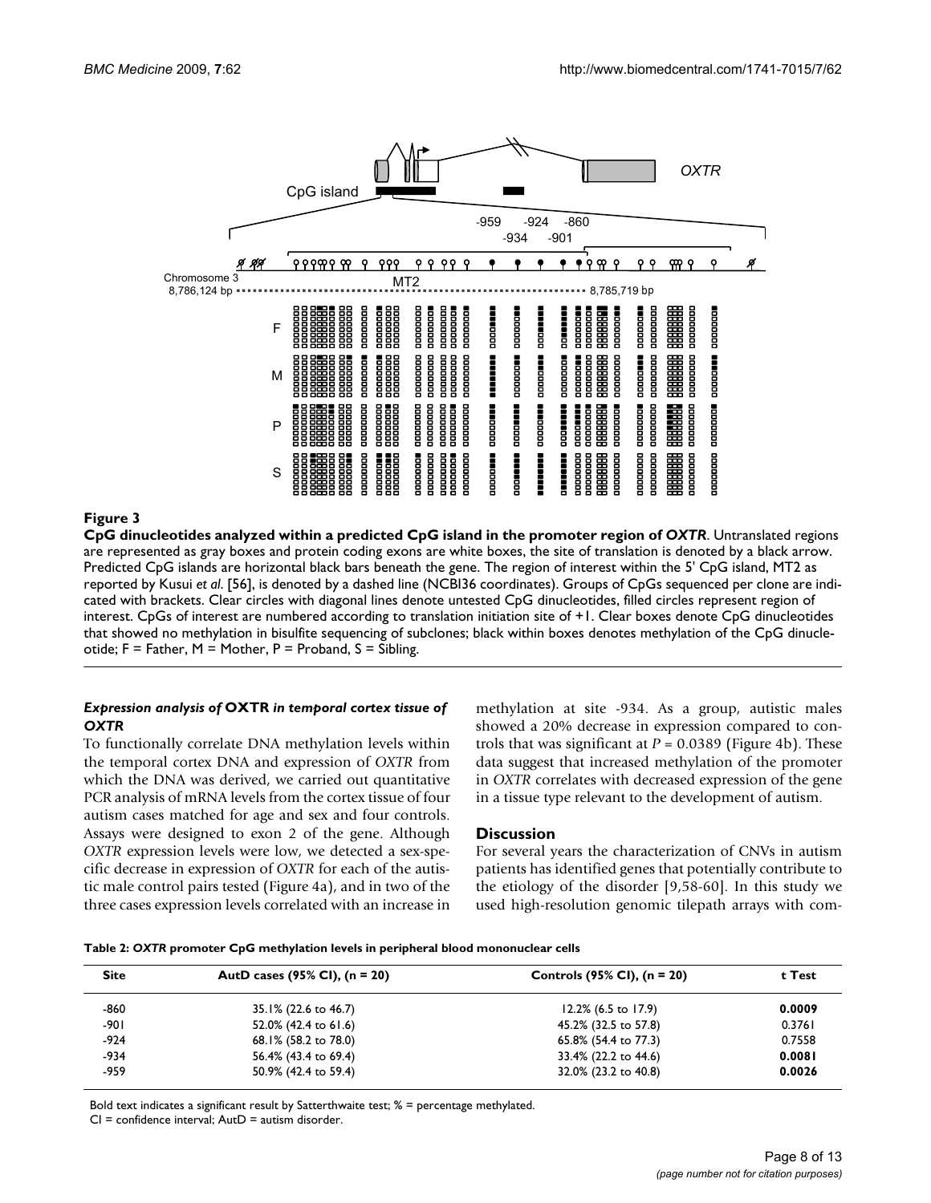**Figure 3**

**CpG dinucleotides analyzed within a predicted CpG island in the promoter region of *OXTR***. Untranslated regions are represented as gray boxes and protein coding exons are white boxes, the site of translation is denoted by a black arrow. Predicted CpG islands are horizontal black bars beneath the gene. The region of interest within the 5' CpG island, MT2 as reported by Kusui *et al*. [56], is denoted by a dashed line (NCBI36 coordinates). Groups of CpGs sequenced per clone are indicated with brackets. Clear circles with diagonal lines denote untested CpG dinucleotides, filled circles represent region of interest. CpGs of interest are numbered according to translation initiation site of +1. Clear boxes denote CpG dinucleotides that showed no methylation in bisulfite sequencing of subclones; black within boxes denotes methylation of the CpG dinucleotide; F = Father, M = Mother, P = Proband, S = Sibling.

### *Expression analysis of* OXTR *in temporal cortex tissue of OXTR*

To functionally correlate DNA methylation levels within the temporal cortex DNA and expression of *OXTR* from which the DNA was derived, we carried out quantitative PCR analysis of mRNA levels from the cortex tissue of four autism cases matched for age and sex and four controls. Assays were designed to exon 2 of the gene. Although *OXTR* expression levels were low, we detected a sex-specific decrease in expression of *OXTR* for each of the autistic male control pairs tested (Figure 4a), and in two of the three cases expression levels correlated with an increase in methylation at site -934. As a group, autistic males showed a 20% decrease in expression compared to controls that was significant at $P = 0.0389$ (Figure 4b). These data suggest that increased methylation of the promoter in *OXTR* correlates with decreased expression of the gene in a tissue type relevant to the development of autism.

## Discussion

For several years the characterization of CNVs in autism patients has identified genes that potentially contribute to the etiology of the disorder [9,58-60]. In this study we used high-resolution genomic tilepath arrays with com-

**Table 2: *OXTR* promoter CpG methylation levels in peripheral blood mononuclear cells**

| Site | AutD cases (95% CI), (n = 20) | Controls (95% CI), (n = 20) | t Test |
|---|---|---|---|
| -860 | 35.1% (22.6 to 46.7) | 12.2% (6.5 to 17.9) | **0.0009** |
| -901 | 52.0% (42.4 to 61.6) | 45.2% (32.5 to 57.8) | 0.3761 |
| -924 | 68.1% (58.2 to 78.0) | 65.8% (54.4 to 77.3) | 0.7558 |
| -934 | 56.4% (43.4 to 69.4) | 33.4% (22.2 to 44.6) | **0.0081** |
| -959 | 50.9% (42.4 to 59.4) | 32.0% (23.2 to 40.8) | **0.0026** |

Bold text indicates a significant result by Satterthwaite test; % = percentage methylated.
CI = confidence interval; AutD = autism disorder.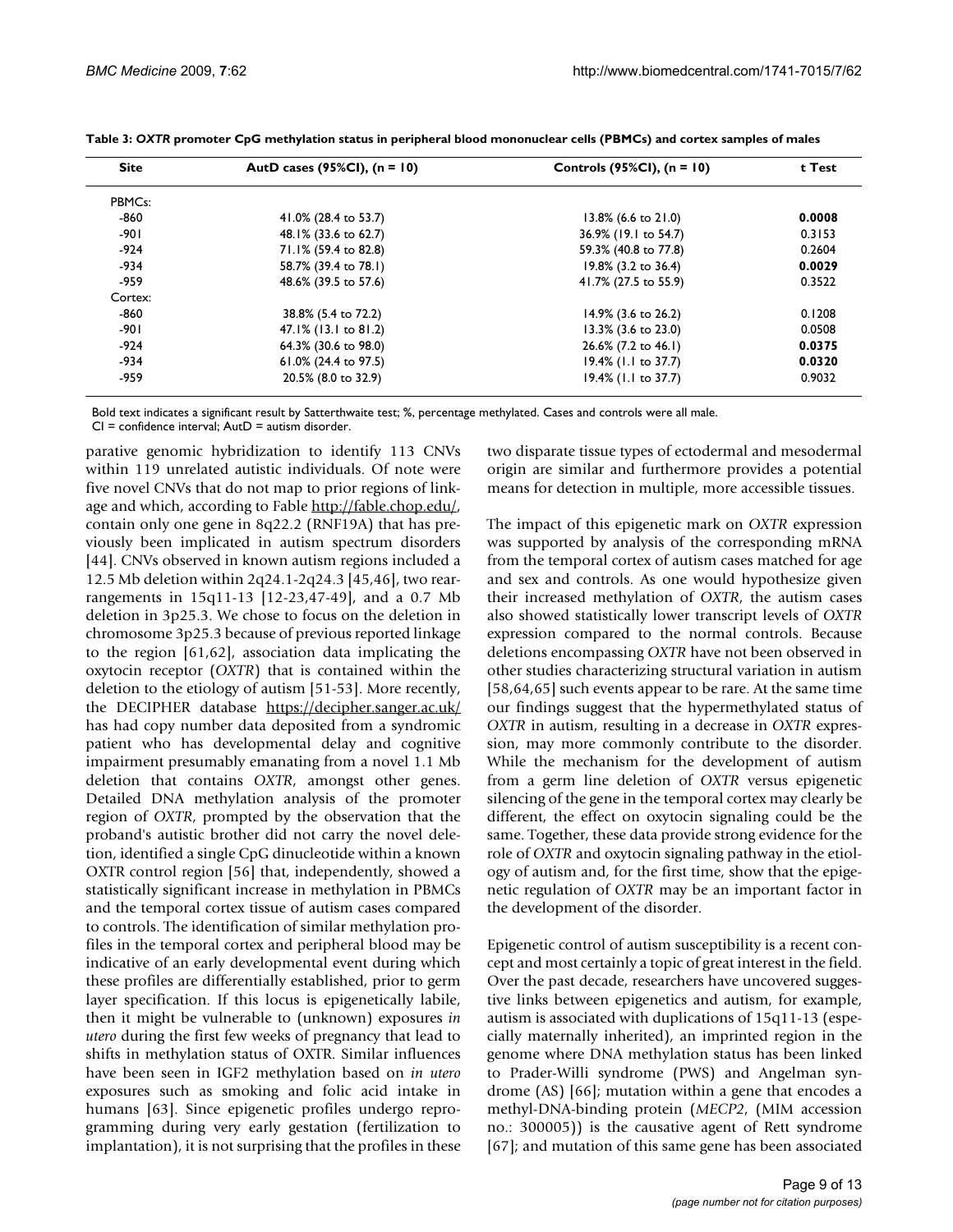**Table 3: *OXTR* promoter CpG methylation status in peripheral blood mononuclear cells (PBMCs) and cortex samples of males**

| Site | AutD cases (95%CI), (n = 10) | Controls (95%CI), (n = 10) | t Test |
| --- | --- | --- | --- |
| PBMCs: | | | |
| -860 | 41.0% (28.4 to 53.7) | 13.8% (6.6 to 21.0) | **0.0008** |
| -901 | 48.1% (33.6 to 62.7) | 36.9% (19.1 to 54.7) | 0.3153 |
| -924 | 71.1% (59.4 to 82.8) | 59.3% (40.8 to 77.8) | 0.2604 |
| -934 | 58.7% (39.4 to 78.1) | 19.8% (3.2 to 36.4) | **0.0029** |
| -959 | 48.6% (39.5 to 57.6) | 41.7% (27.5 to 55.9) | 0.3522 |
| Cortex: | | | |
| -860 | 38.8% (5.4 to 72.2) | 14.9% (3.6 to 26.2) | 0.1208 |
| -901 | 47.1% (13.1 to 81.2) | 13.3% (3.6 to 23.0) | 0.0508 |
| -924 | 64.3% (30.6 to 98.0) | 26.6% (7.2 to 46.1) | **0.0375** |
| -934 | 61.0% (24.4 to 97.5) | 19.4% (1.1 to 37.7) | **0.0320** |
| -959 | 20.5% (8.0 to 32.9) | 19.4% (1.1 to 37.7) | 0.9032 |

Bold text indicates a significant result by Satterthwaite test; %, percentage methylated. Cases and controls were all male.
CI = confidence interval; AutD = autism disorder.

parative genomic hybridization to identify 113 CNVs within 119 unrelated autistic individuals. Of note were five novel CNVs that do not map to prior regions of linkage and which, according to Fable http://fable.chop.edu/, contain only one gene in 8q22.2 (RNF19A) that has previously been implicated in autism spectrum disorders [44]. CNVs observed in known autism regions included a 12.5 Mb deletion within 2q24.1-2q24.3 [45,46], two rearrangements in 15q11-13 [12-23,47-49], and a 0.7 Mb deletion in 3p25.3. We chose to focus on the deletion in chromosome 3p25.3 because of previous reported linkage to the region [61,62], association data implicating the oxytocin receptor (*OXTR*) that is contained within the deletion to the etiology of autism [51-53]. More recently, the DECIPHER database https://decipher.sanger.ac.uk/ has had copy number data deposited from a syndromic patient who has developmental delay and cognitive impairment presumably emanating from a novel 1.1 Mb deletion that contains *OXTR*, amongst other genes. Detailed DNA methylation analysis of the promoter region of *OXTR*, prompted by the observation that the proband's autistic brother did not carry the novel deletion, identified a single CpG dinucleotide within a known OXTR control region [56] that, independently, showed a statistically significant increase in methylation in PBMCs and the temporal cortex tissue of autism cases compared to controls. The identification of similar methylation profiles in the temporal cortex and peripheral blood may be indicative of an early developmental event during which these profiles are differentially established, prior to germ layer specification. If this locus is epigenetically labile, then it might be vulnerable to (unknown) exposures *in utero* during the first few weeks of pregnancy that lead to shifts in methylation status of OXTR. Similar influences have been seen in IGF2 methylation based on *in utero* exposures such as smoking and folic acid intake in humans [63]. Since epigenetic profiles undergo reprogramming during very early gestation (fertilization to implantation), it is not surprising that the profiles in these two disparate tissue types of ectodermal and mesodermal origin are similar and furthermore provides a potential means for detection in multiple, more accessible tissues.

The impact of this epigenetic mark on *OXTR* expression was supported by analysis of the corresponding mRNA from the temporal cortex of autism cases matched for age and sex and controls. As one would hypothesize given their increased methylation of *OXTR*, the autism cases also showed statistically lower transcript levels of *OXTR* expression compared to the normal controls. Because deletions encompassing *OXTR* have not been observed in other studies characterizing structural variation in autism [58,64,65] such events appear to be rare. At the same time our findings suggest that the hypermethylated status of *OXTR* in autism, resulting in a decrease in *OXTR* expression, may more commonly contribute to the disorder. While the mechanism for the development of autism from a germ line deletion of *OXTR* versus epigenetic silencing of the gene in the temporal cortex may clearly be different, the effect on oxytocin signaling could be the same. Together, these data provide strong evidence for the role of *OXTR* and oxytocin signaling pathway in the etiology of autism and, for the first time, show that the epigenetic regulation of *OXTR* may be an important factor in the development of the disorder.

Epigenetic control of autism susceptibility is a recent concept and most certainly a topic of great interest in the field. Over the past decade, researchers have uncovered suggestive links between epigenetics and autism, for example, autism is associated with duplications of 15q11-13 (especially maternally inherited), an imprinted region in the genome where DNA methylation status has been linked to Prader-Willi syndrome (PWS) and Angelman syndrome (AS) [66]; mutation within a gene that encodes a methyl-DNA-binding protein (*MECP2*, (MIM accession no.: 300005)) is the causative agent of Rett syndrome [67]; and mutation of this same gene has been associated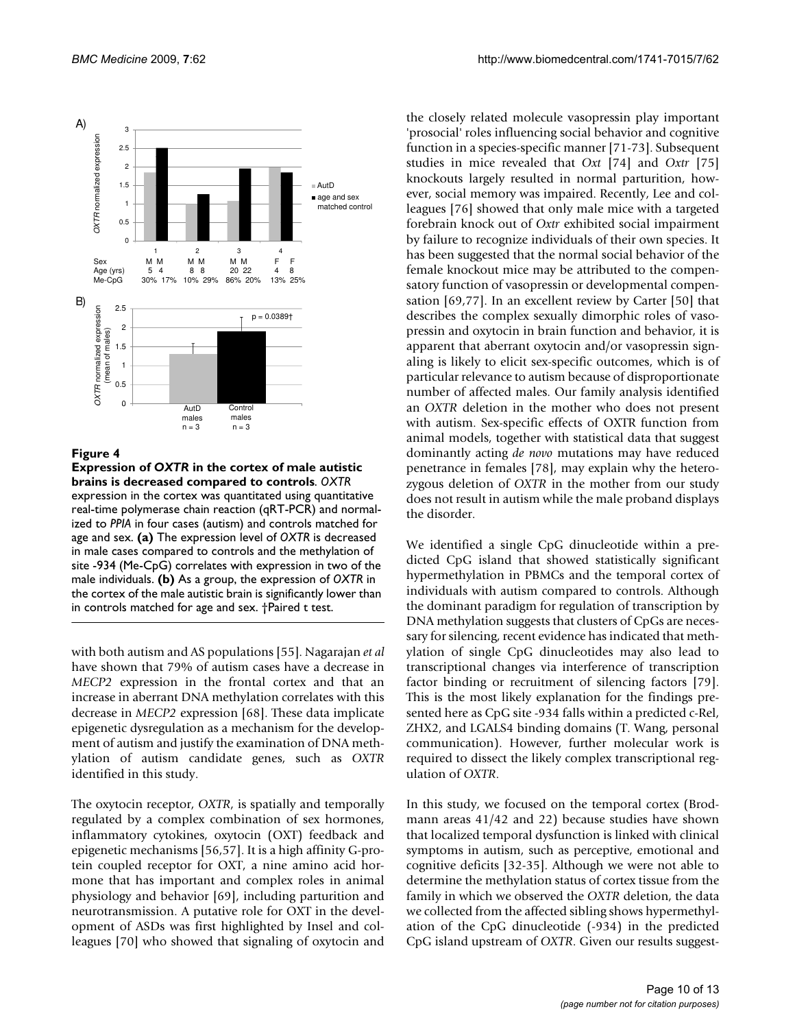**Figure 4**

**Expression of *OXTR* in the cortex of male autistic brains is decreased compared to controls**. *OXTR* expression in the cortex was quantitated using quantitative real-time polymerase chain reaction (qRT-PCR) and normalized to *PPIA* in four cases (autism) and controls matched for age and sex. **(a)** The expression level of *OXTR* is decreased in male cases compared to controls and the methylation of site -934 (Me-CpG) correlates with expression in two of the male individuals. **(b)** As a group, the expression of *OXTR* in the cortex of the male autistic brain is significantly lower than in controls matched for age and sex. †Paired t test.

with both autism and AS populations [55]. Nagarajan *et al* have shown that 79% of autism cases have a decrease in *MECP2* expression in the frontal cortex and that an increase in aberrant DNA methylation correlates with this decrease in *MECP2* expression [68]. These data implicate epigenetic dysregulation as a mechanism for the development of autism and justify the examination of DNA methylation of autism candidate genes, such as *OXTR* identified in this study.

The oxytocin receptor, *OXTR*, is spatially and temporally regulated by a complex combination of sex hormones, inflammatory cytokines, oxytocin (OXT) feedback and epigenetic mechanisms [56,57]. It is a high affinity G-protein coupled receptor for OXT, a nine amino acid hormone that has important and complex roles in animal physiology and behavior [69], including parturition and neurotransmission. A putative role for OXT in the development of ASDs was first highlighted by Insel and colleagues [70] who showed that signaling of oxytocin and the closely related molecule vasopressin play important 'prosocial' roles influencing social behavior and cognitive function in a species-specific manner [71-73]. Subsequent studies in mice revealed that *Oxt* [74] and *Oxtr* [75] knockouts largely resulted in normal parturition, however, social memory was impaired. Recently, Lee and colleagues [76] showed that only male mice with a targeted forebrain knock out of *Oxtr* exhibited social impairment by failure to recognize individuals of their own species. It has been suggested that the normal social behavior of the female knockout mice may be attributed to the compensatory function of vasopressin or developmental compensation [69,77]. In an excellent review by Carter [50] that describes the complex sexually dimorphic roles of vasopressin and oxytocin in brain function and behavior, it is apparent that aberrant oxytocin and/or vasopressin signaling is likely to elicit sex-specific outcomes, which is of particular relevance to autism because of disproportionate number of affected males. Our family analysis identified an *OXTR* deletion in the mother who does not present with autism. Sex-specific effects of OXTR function from animal models, together with statistical data that suggest dominantly acting *de novo* mutations may have reduced penetrance in females [78], may explain why the heterozygous deletion of *OXTR* in the mother from our study does not result in autism while the male proband displays the disorder.

We identified a single CpG dinucleotide within a predicted CpG island that showed statistically significant hypermethylation in PBMCs and the temporal cortex of individuals with autism compared to controls. Although the dominant paradigm for regulation of transcription by DNA methylation suggests that clusters of CpGs are necessary for silencing, recent evidence has indicated that methylation of single CpG dinucleotides may also lead to transcriptional changes via interference of transcription factor binding or recruitment of silencing factors [79]. This is the most likely explanation for the findings presented here as CpG site -934 falls within a predicted c-Rel, ZHX2, and LGALS4 binding domains (T. Wang, personal communication). However, further molecular work is required to dissect the likely complex transcriptional regulation of *OXTR*.

In this study, we focused on the temporal cortex (Brodmann areas 41/42 and 22) because studies have shown that localized temporal dysfunction is linked with clinical symptoms in autism, such as perceptive, emotional and cognitive deficits [32-35]. Although we were not able to determine the methylation status of cortex tissue from the family in which we observed the *OXTR* deletion, the data we collected from the affected sibling shows hypermethylation of the CpG dinucleotide (-934) in the predicted CpG island upstream of *OXTR*. Given our results suggest-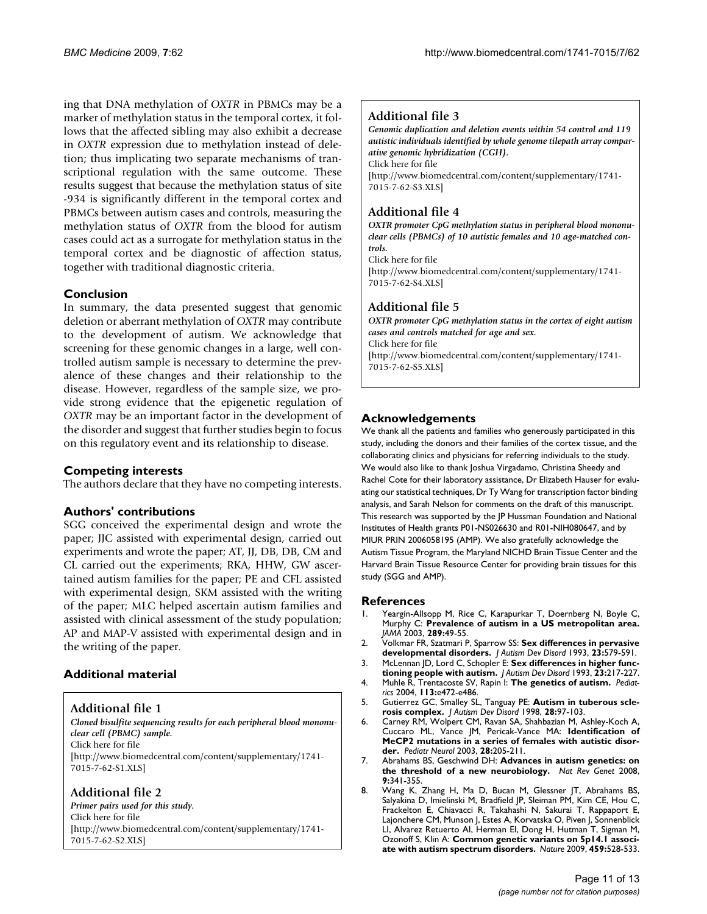ing that DNA methylation of *OXTR* in PBMCs may be a marker of methylation status in the temporal cortex, it follows that the affected sibling may also exhibit a decrease in *OXTR* expression due to methylation instead of deletion; thus implicating two separate mechanisms of transcriptional regulation with the same outcome. These results suggest that because the methylation status of site -934 is significantly different in the temporal cortex and PBMCs between autism cases and controls, measuring the methylation status of *OXTR* from the blood for autism cases could act as a surrogate for methylation status in the temporal cortex and be diagnostic of affection status, together with traditional diagnostic criteria.

## Conclusion

In summary, the data presented suggest that genomic deletion or aberrant methylation of *OXTR* may contribute to the development of autism. We acknowledge that screening for these genomic changes in a large, well controlled autism sample is necessary to determine the prevalence of these changes and their relationship to the disease. However, regardless of the sample size, we provide strong evidence that the epigenetic regulation of *OXTR* may be an important factor in the development of the disorder and suggest that further studies begin to focus on this regulatory event and its relationship to disease.

## Competing interests

The authors declare that they have no competing interests.

## Authors' contributions

SGG conceived the experimental design and wrote the paper; JJC assisted with experimental design, carried out experiments and wrote the paper; AT, JJ, DB, DB, CM and CL carried out the experiments; RKA, HHW, GW ascertained autism families for the paper; PE and CFL assisted with experimental design, SKM assisted with the writing of the paper; MLC helped ascertain autism families and assisted with clinical assessment of the study population; AP and MAP-V assisted with experimental design and in the writing of the paper.

## Additional material

### Additional file 1

***Cloned bisulfite sequencing results for each peripheral blood mononuclear cell (PBMC) sample.***
Click here for file
[http://www.biomedcentral.com/content/supplementary/1741-7015-7-62-S1.XLS]

### Additional file 2

***Primer pairs used for this study.***
Click here for file
[http://www.biomedcentral.com/content/supplementary/1741-7015-7-62-S2.XLS]

### Additional file 3

***Genomic duplication and deletion events within 54 control and 119 autistic individuals identified by whole genome tilepath array comparative genomic hybridization (CGH).***
Click here for file
[http://www.biomedcentral.com/content/supplementary/1741-7015-7-62-S3.XLS]

### Additional file 4

***OXTR promoter CpG methylation status in peripheral blood mononuclear cells (PBMCs) of 10 autistic females and 10 age-matched controls.***
Click here for file
[http://www.biomedcentral.com/content/supplementary/1741-7015-7-62-S4.XLS]

### Additional file 5

***OXTR promoter CpG methylation status in the cortex of eight autism cases and controls matched for age and sex.***
Click here for file
[http://www.biomedcentral.com/content/supplementary/1741-7015-7-62-S5.XLS]

## Acknowledgements

We thank all the patients and families who generously participated in this study, including the donors and their families of the cortex tissue, and the collaborating clinics and physicians for referring individuals to the study. We would also like to thank Joshua Virgadamo, Christina Sheedy and Rachel Cote for their laboratory assistance, Dr Elizabeth Hauser for evaluating our statistical techniques, Dr Ty Wang for transcription factor binding analysis, and Sarah Nelson for comments on the draft of this manuscript. This research was supported by the JP Hussman Foundation and National Institutes of Health grants P01-NS026630 and R01-NIH080647, and by MIUR PRIN 2006058195 (AMP). We also gratefully acknowledge the Autism Tissue Program, the Maryland NICHD Brain Tissue Center and the Harvard Brain Tissue Resource Center for providing brain tissues for this study (SGG and AMP).

## References

1. Yeargin-Allsopp M, Rice C, Karapurkar T, Doernberg N, Boyle C, Murphy C: **Prevalence of autism in a US metropolitan area.** *JAMA* 2003, **289:**49-55.
2. Volkmar FR, Szatmari P, Sparrow SS: **Sex differences in pervasive developmental disorders.** *J Autism Dev Disord* 1993, **23:**579-591.
3. McLennan JD, Lord C, Schopler E: **Sex differences in higher functioning people with autism.** *J Autism Dev Disord* 1993, **23:**217-227.
4. Muhle R, Trentacoste SV, Rapin I: **The genetics of autism.** *Pediatrics* 2004, **113:**e472-e486.
5. Gutierrez GC, Smalley SL, Tanguay PE: **Autism in tuberous sclerosis complex.** *J Autism Dev Disord* 1998, **28:**97-103.
6. Carney RM, Wolpert CM, Ravan SA, Shahbazian M, Ashley-Koch A, Cuccaro ML, Vance JM, Pericak-Vance MA: **Identification of MeCP2 mutations in a series of females with autistic disorder.** *Pediatr Neurol* 2003, **28:**205-211.
7. Abrahams BS, Geschwind DH: **Advances in autism genetics: on the threshold of a new neurobiology.** *Nat Rev Genet* 2008, **9:**341-355.
8. Wang K, Zhang H, Ma D, Bucan M, Glessner JT, Abrahams BS, Salyakina D, Imielinski M, Bradfield JP, Sleiman PM, Kim CE, Hou C, Frackelton E, Chiavacci R, Takahashi N, Sakurai T, Rappaport E, Lajonchere CM, Munson J, Estes A, Korvatska O, Piven J, Sonnenblick LI, Alvarez Retuerto AI, Herman EI, Dong H, Hutman T, Sigman M, Ozonoff S, Klin A: **Common genetic variants on 5p14.1 associate with autism spectrum disorders.** *Nature* 2009, **459:**528-533.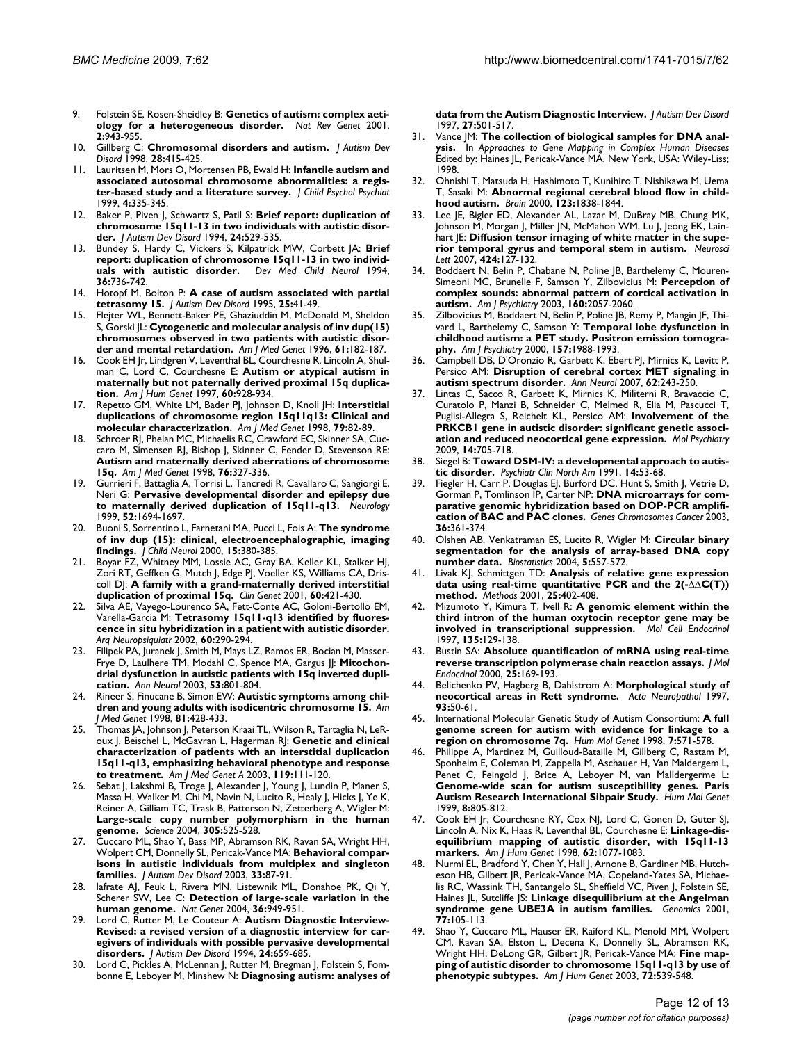9. Folstein SE, Rosen-Sheidley B: **Genetics of autism: complex aetiology for a heterogeneous disorder.** *Nat Rev Genet* 2001, **2:**943-955.
10. Gillberg C: **Chromosomal disorders and autism.** *J Autism Dev Disord* 1998, **28:**415-425.
11. Lauritsen M, Mors O, Mortensen PB, Ewald H: **Infantile autism and associated autosomal chromosome abnormalities: a register-based study and a literature survey.** *J Child Psychol Psychiat* 1999, **4:**335-345.
12. Baker P, Piven J, Schwartz S, Patil S: **Brief report: duplication of chromosome 15q11-13 in two individuals with autistic disorder.** *J Autism Dev Disord* 1994, **24:**529-535.
13. Bundey S, Hardy C, Vickers S, Kilpatrick MW, Corbett JA: **Brief report: duplication of chromosome 15q11-13 in two individuals with autistic disorder.** *Dev Med Child Neurol* 1994, **36:**736-742.
14. Hotopf M, Bolton P: **A case of autism associated with partial tetrasomy 15.** *J Autism Dev Disord* 1995, **25:**41-49.
15. Flejter WL, Bennett-Baker PE, Ghaziuddin M, McDonald M, Sheldon S, Gorski JL: **Cytogenetic and molecular analysis of inv dup(15) chromosomes observed in two patients with autistic disorder and mental retardation.** *Am J Med Genet* 1996, **61:**182-187.
16. Cook EH Jr, Lindgren V, Leventhal BL, Courchesne R, Lincoln A, Shulman C, Lord C, Courchesne E: **Autism or atypical autism in maternally but not paternally derived proximal 15q duplication.** *Am J Hum Genet* 1997, **60:**928-934.
17. Repetto GM, White LM, Bader PJ, Johnson D, Knoll JH: **Interstitial duplications of chromosome region 15q11q13: Clinical and molecular characterization.** *Am J Med Genet* 1998, **79:**82-89.
18. Schroer RJ, Phelan MC, Michaelis RC, Crawford EC, Skinner SA, Cuccaro M, Simensen RJ, Bishop J, Skinner C, Fender D, Stevenson RE: **Autism and maternally derived aberrations of chromosome 15q.** *Am J Med Genet* 1998, **76:**327-336.
19. Gurrieri F, Battaglia A, Torrisi L, Tancredi R, Cavallaro C, Sangiorgi E, Neri G: **Pervasive developmental disorder and epilepsy due to maternally derived duplication of 15q11-q13.** *Neurology* 1999, **52:**1694-1697.
20. Buoni S, Sorrentino L, Farnetani MA, Pucci L, Fois A: **The syndrome of inv dup (15): clinical, electroencephalographic, imaging findings.** *J Child Neurol* 2000, **15:**380-385.
21. Boyar FZ, Whitney MM, Lossie AC, Gray BA, Keller KL, Stalker HJ, Zori RT, Geffken G, Mutch J, Edge PJ, Voeller KS, Williams CA, Driscoll DJ: **A family with a grand-maternally derived interstitial duplication of proximal 15q.** *Clin Genet* 2001, **60:**421-430.
22. Silva AE, Vayego-Lourenco SA, Fett-Conte AC, Goloni-Bertollo EM, Varella-Garcia M: **Tetrasomy 15q11-q13 identified by fluorescence in situ hybridization in a patient with autistic disorder.** *Arq Neuropsiquiatr* 2002, **60:**290-294.
23. Filipek PA, Juranek J, Smith M, Mays LZ, Ramos ER, Bocian M, Masser-Frye D, Laulhere TM, Modahl C, Spence MA, Gargus JJ: **Mitochondrial dysfunction in autistic patients with 15q inverted duplication.** *Ann Neurol* 2003, **53:**801-804.
24. Rineer S, Finucane B, Simon EW: **Autistic symptoms among children and young adults with isodicentric chromosome 15.** *Am J Med Genet* 1998, **81:**428-433.
25. Thomas JA, Johnson J, Peterson Kraai TL, Wilson R, Tartaglia N, LeRoux J, Beischel L, McGavran L, Hagerman RJ: **Genetic and clinical characterization of patients with an interstitial duplication 15q11-q13, emphasizing behavioral phenotype and response to treatment.** *Am J Med Genet A* 2003, **119:**111-120.
26. Sebat J, Lakshmi B, Troge J, Alexander J, Young J, Lundin P, Maner S, Massa H, Walker M, Chi M, Navin N, Lucito R, Healy J, Hicks J, Ye K, Reiner A, Gilliam TC, Trask B, Patterson N, Zetterberg A, Wigler M: **Large-scale copy number polymorphism in the human genome.** *Science* 2004, **305:**525-528.
27. Cuccaro ML, Shao Y, Bass MP, Abramson RK, Ravan SA, Wright HH, Wolpert CM, Donnelly SL, Pericak-Vance MA: **Behavioral comparisons in autistic individuals from multiplex and singleton families.** *J Autism Dev Disord* 2003, **33:**87-91.
28. Iafrate AJ, Feuk L, Rivera MN, Listewnik ML, Donahoe PK, Qi Y, Scherer SW, Lee C: **Detection of large-scale variation in the human genome.** *Nat Genet* 2004, **36:**949-951.
29. Lord C, Rutter M, Le Couteur A: **Autism Diagnostic Interview-Revised: a revised version of a diagnostic interview for caregivers of individuals with possible pervasive developmental disorders.** *J Autism Dev Disord* 1994, **24:**659-685.
30. Lord C, Pickles A, McLennan J, Rutter M, Bregman J, Folstein S, Fombonne E, Leboyer M, Minshew N: **Diagnosing autism: analyses of data from the Autism Diagnostic Interview.** *J Autism Dev Disord* 1997, **27:**501-517.
31. Vance JM: **The collection of biological samples for DNA analysis.** In *Approaches to Gene Mapping in Complex Human Diseases* Edited by: Haines JL, Pericak-Vance MA. New York, USA: Wiley-Liss; 1998.
32. Ohnishi T, Matsuda H, Hashimoto T, Kunihiro T, Nishikawa M, Uema T, Sasaki M: **Abnormal regional cerebral blood flow in childhood autism.** *Brain* 2000, **123:**1838-1844.
33. Lee JE, Bigler ED, Alexander AL, Lazar M, DuBray MB, Chung MK, Johnson M, Morgan J, Miller JN, McMahon WM, Lu J, Jeong EK, Lainhart JE: **Diffusion tensor imaging of white matter in the superior temporal gyrus and temporal stem in autism.** *Neurosci Lett* 2007, **424:**127-132.
34. Boddaert N, Belin P, Chabane N, Poline JB, Barthelemy C, Mouren-Simeoni MC, Brunelle F, Samson Y, Zilbovicius M: **Perception of complex sounds: abnormal pattern of cortical activation in autism.** *Am J Psychiatry* 2003, **160:**2057-2060.
35. Zilbovicius M, Boddaert N, Belin P, Poline JB, Remy P, Mangin JF, Thivard L, Barthelemy C, Samson Y: **Temporal lobe dysfunction in childhood autism: a PET study. Positron emission tomography.** *Am J Psychiatry* 2000, **157:**1988-1993.
36. Campbell DB, D'Oronzio R, Garbett K, Ebert PJ, Mirnics K, Levitt P, Persico AM: **Disruption of cerebral cortex MET signaling in autism spectrum disorder.** *Ann Neurol* 2007, **62:**243-250.
37. Lintas C, Sacco R, Garbett K, Mirnics K, Militerni R, Bravaccio C, Curatolo P, Manzi B, Schneider C, Melmed R, Elia M, Pascucci T, Puglisi-Allegra S, Reichelt KL, Persico AM: **Involvement of the PRKCB1 gene in autistic disorder: significant genetic association and reduced neocortical gene expression.** *Mol Psychiatry* 2009, **14:**705-718.
38. Siegel B: **Toward DSM-IV: a developmental approach to autistic disorder.** *Psychiatr Clin North Am* 1991, **14:**53-68.
39. Fiegler H, Carr P, Douglas EJ, Burford DC, Hunt S, Smith J, Vetrie D, Gorman P, Tomlinson IP, Carter NP: **DNA microarrays for comparative genomic hybridization based on DOP-PCR amplification of BAC and PAC clones.** *Genes Chromosomes Cancer* 2003, **36:**361-374.
40. Olshen AB, Venkatraman ES, Lucito R, Wigler M: **Circular binary segmentation for the analysis of array-based DNA copy number data.** *Biostatistics* 2004, **5:**557-572.
41. Livak KJ, Schmittgen TD: **Analysis of relative gene expression data using real-time quantitative PCR and the 2(-ΔΔC(T)) method.** *Methods* 2001, **25:**402-408.
42. Mizumoto Y, Kimura T, Ivell R: **A genomic element within the third intron of the human oxytocin receptor gene may be involved in transcriptional suppression.** *Mol Cell Endocrinol* 1997, **135:**129-138.
43. Bustin SA: **Absolute quantification of mRNA using real-time reverse transcription polymerase chain reaction assays.** *J Mol Endocrinol* 2000, **25:**169-193.
44. Belichenko PV, Hagberg B, Dahlstrom A: **Morphological study of neocortical areas in Rett syndrome.** *Acta Neuropathol* 1997, **93:**50-61.
45. International Molecular Genetic Study of Autism Consortium: **A full genome screen for autism with evidence for linkage to a region on chromosome 7q.** *Hum Mol Genet* 1998, **7:**571-578.
46. Philippe A, Martinez M, Guilloud-Bataille M, Gillberg C, Rastam M, Sponheim E, Coleman M, Zappella M, Aschauer H, Van Maldergem L, Penet C, Feingold J, Brice A, Leboyer M, van Malldergerme L: **Genome-wide scan for autism susceptibility genes. Paris Autism Research International Sibpair Study.** *Hum Mol Genet* 1999, **8:**805-812.
47. Cook EH Jr, Courchesne RY, Cox NJ, Lord C, Gonen D, Guter SJ, Lincoln A, Nix K, Haas R, Leventhal BL, Courchesne E: **Linkage-disequilibrium mapping of autistic disorder, with 15q11-13 markers.** *Am J Hum Genet* 1998, **62:**1077-1083.
48. Nurmi EL, Bradford Y, Chen Y, Hall J, Arnone B, Gardiner MB, Hutcheson HB, Gilbert JR, Pericak-Vance MA, Copeland-Yates SA, Michaelis RC, Wassink TH, Santangelo SL, Sheffield VC, Piven J, Folstein SE, Haines JL, Sutcliffe JS: **Linkage disequilibrium at the Angelman syndrome gene UBE3A in autism families.** *Genomics* 2001, **77:**105-113.
49. Shao Y, Cuccaro ML, Hauser ER, Raiford KL, Menold MM, Wolpert CM, Ravan SA, Elston L, Decena K, Donnelly SL, Abramson RK, Wright HH, DeLong GR, Gilbert JR, Pericak-Vance MA: **Fine mapping of autistic disorder to chromosome 15q11-q13 by use of phenotypic subtypes.** *Am J Hum Genet* 2003, **72:**539-548.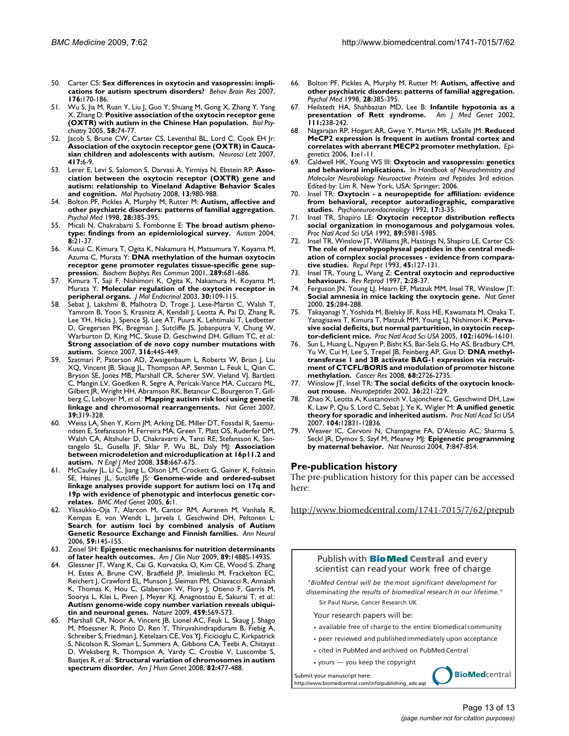50. Carter CS: **Sex differences in oxytocin and vasopressin: implications for autism spectrum disorders?** *Behav Brain Res* 2007, **176:**170-186.
51. Wu S, Jia M, Ruan Y, Liu J, Guo Y, Shuang M, Gong X, Zhang Y, Yang X, Zhang D: **Positive association of the oxytocin receptor gene (OXTR) with autism in the Chinese Han population.** *Biol Psychiatry* 2005, **58:**74-77.
52. Jacob S, Brune CW, Carter CS, Leventhal BL, Lord C, Cook EH Jr: **Association of the oxytocin receptor gene (OXTR) in Caucasian children and adolescents with autism.** *Neurosci Lett* 2007, **417:**6-9.
53. Lerer E, Levi S, Salomon S, Darvasi A, Yirmiya N, Ebstein RP: **Association between the oxytocin receptor (OXTR) gene and autism: relationship to Vineland Adaptive Behavior Scales and cognition.** *Mol Psychiatry* 2008, **13:**980-988.
54. Bolton PF, Pickles A, Murphy M, Rutter M: **Autism, affective and other psychiatric disorders: patterns of familial aggregation.** *Psychol Med* 1998, **28:**385-395.
55. Micali N, Chakrabarti S, Fombonne E: **The broad autism phenotype: findings from an epidemiological survey.** *Autism* 2004, **8:**21-37.
56. Kusui C, Kimura T, Ogita K, Nakamura H, Matsumura Y, Koyama M, Azuma C, Murata Y: **DNA methylation of the human oxytocin receptor gene promoter regulates tissue-specific gene suppression.** *Biochem Biophys Res Commun* 2001, **289:**681-686.
57. Kimura T, Saji F, Nishimori K, Ogita K, Nakamura H, Koyama M, Murata Y: **Molecular regulation of the oxytocin receptor in peripheral organs.** *J Mol Endocrinol* 2003, **30:**109-115.
58. Sebat J, Lakshmi B, Malhotra D, Troge J, Lese-Martin C, Walsh T, Yamrom B, Yoon S, Krasnitz A, Kendall J, Leotta A, Pai D, Zhang R, Lee YH, Hicks J, Spence SJ, Lee AT, Puura K, Lehtimaki T, Ledbetter D, Gregersen PK, Bregman J, Sutcliffe JS, Jobanputra V, Chung W, Warburton D, King MC, Skuse D, Geschwind DH, Gilliam TC, *et al.*: **Strong association of *de novo* copy number mutations with autism.** *Science* 2007, **316:**445-449.
59. Szatmari P, Paterson AD, Zwaigenbaum L, Roberts W, Brian J, Liu XQ, Vincent JB, Skaug JL, Thompson AP, Senman L, Feuk L, Qian C, Bryson SE, Jones MB, Marshall CR, Scherer SW, Vieland VJ, Bartlett C, Mangin LV, Goedken R, Segre A, Pericak-Vance MA, Cuccaro ML, Gilbert JR, Wright HH, Abramson RK, Betancur C, Bourgeron T, Gillberg C, Leboyer M, *et al.*: **Mapping autism risk loci using genetic linkage and chromosomal rearrangements.** *Nat Genet* 2007, **39:**319-328.
60. Weiss LA, Shen Y, Korn JM, Arking DE, Miller DT, Fossdal R, Saemundsen E, Stefansson H, Ferreira MA, Green T, Platt OS, Ruderfer DM, Walsh CA, Altshuler D, Chakravarti A, Tanzi RE, Stefansson K, Santangelo SL, Gusella JF, Sklar P, Wu BL, Daly MJ: **Association between microdeletion and microduplication at 16p11.2 and autism.** *N Engl J Med* 2008, **358:**667-675.
61. McCauley JL, Li C, Jiang L, Olson LM, Crockett G, Gainer K, Folstein SE, Haines JL, Sutcliffe JS: **Genome-wide and ordered-subset linkage analyses provide support for autism loci on 17q and 19p with evidence of phenotypic and interlocus genetic correlates.** *BMC Med Genet* 2005, **6:**1.
62. Ylisaukko-Oja T, Alarcon M, Cantor RM, Auranen M, Vanhala R, Kempas E, von Wendt L, Jarvela I, Geschwind DH, Peltonen L: **Search for autism loci by combined analysis of Autism Genetic Resource Exchange and Finnish families.** *Ann Neurol* 2006, **59:**145-155.
63. Zeisel SH: **Epigenetic mechanisms for nutrition determinants of later health outcomes.** *Am J Clin Nutr* 2009, **89:**1488S-1493S.
64. Glessner JT, Wang K, Cai G, Korvatska O, Kim CE, Wood S, Zhang H, Estes A, Brune CW, Bradfield JP, Imielinski M, Frackelton EC, Reichert J, Crawford EL, Munson J, Sleiman PM, Chiavacci R, Annaiah K, Thomas K, Hou C, Glaberson W, Flory J, Otieno F, Garris M, Soorya L, Klei L, Piven J, Meyer KJ, Anagnostou E, Sakurai T, *et al.*: **Autism genome-wide copy number variation reveals ubiquitin and neuronal genes.** *Nature* 2009, **459:**569-573.
65. Marshall CR, Noor A, Vincent JB, Lionel AC, Feuk L, Skaug J, Shago M, Moessner R, Pinto D, Ren Y, Thiruvahindrapduram B, Fiebig A, Schreiber S, Friedman J, Ketelaars CE, Vos YJ, Ficicioglu C, Kirkpatrick S, Nicolson R, Sloman L, Summers A, Gibbons CA, Teebi A, Chitayat D, Weksberg R, Thompson A, Vardy C, Crosbie V, Luscombe S, Baatjes R, *et al.*: **Structural variation of chromosomes in autism spectrum disorder.** *Am J Hum Genet* 2008, **82:**477-488.
66. Bolton PF, Pickles A, Murphy M, Rutter M: **Autism, affective and other psychiatric disorders: patterns of familial aggregation.** *Psychol Med* 1998, **28:**385-395.
67. Heilstedt HA, Shahbazian MD, Lee B: **Infantile hypotonia as a presentation of Rett syndrome.** *Am J Med Genet* 2002, **111:**238-242.
68. Nagarajan RP, Hogart AR, Gwye Y, Martin MR, LaSalle JM: **Reduced MeCP2 expression is frequent in autism frontal cortex and correlates with aberrant MECP2 promoter methylation.** *Epigenetics* 2006, **1:**e1-11.
69. Caldwell HK, Young WS III: **Oxytocin and vasopressin: genetics and behavioral implications.** In *Handbook of Neurochemistry and Molecular Neurobiology Neuroactive Proteins and Peptides* 3rd edition. Edited by: Lim R. New York, USA: Springer; 2006.
70. Insel TR: **Oxytocin - a neuropeptide for affiliation: evidence from behavioral, receptor autoradiographic, comparative studies.** *Psychoneuroendocrinology* 1992, **17:**3-35.
71. Insel TR, Shapiro LE: **Oxytocin receptor distribution reflects social organization in monogamous and polygamous voles.** *Proc Natl Acad Sci USA* 1992, **89:**5981-5985.
72. Insel TR, Winslow JT, Williams JR, Hastings N, Shapiro LE, Carter CS: **The role of neurohypophyseal peptides in the central mediation of complex social processes - evidence from comparative studies.** *Regul Pept* 1993, **45:**127-131.
73. Insel TR, Young L, Wang Z: **Central oxytocin and reproductive behaviours.** *Rev Reprod* 1997, **2:**28-37.
74. Ferguson JN, Young LJ, Hearn EF, Matzuk MM, Insel TR, Winslow JT: **Social amnesia in mice lacking the oxytocin gene.** *Nat Genet* 2000, **25:**284-288.
75. Takayanagi Y, Yoshida M, Bielsky IF, Ross HE, Kawamata M, Onaka T, Yanagisawa T, Kimura T, Matzuk MM, Young LJ, Nishimori K: **Pervasive social deficits, but normal parturition, in oxytocin receptor-deficient mice.** *Proc Natl Acad Sci USA* 2005, **102:**16096-16101.
76. Sun L, Huang L, Nguyen P, Bisht KS, Bar-Sela G, Ho AS, Bradbury CM, Yu W, Cui H, Lee S, Trepel JB, Feinberg AP, Gius D: **DNA methyltransferase 1 and 3B activate BAG-1 expression via recruitment of CTCFL/BORIS and modulation of promoter histone methylation.** *Cancer Res* 2008, **68:**2726-2735.
77. Winslow JT, Insel TR: **The social deficits of the oxytocin knockout mouse.** *Neuropeptides* 2002, **36:**221-229.
78. Zhao X, Leotta A, Kustanovich V, Lajonchere C, Geschwind DH, Law K, Law P, Qiu S, Lord C, Sebat J, Ye K, Wigler M: **A unified genetic theory for sporadic and inherited autism.** *Proc Natl Acad Sci USA* 2007, **104:**12831-12836.
79. Weaver IC, Cervoni N, Champagne FA, D'Alessio AC, Sharma S, Seckl JR, Dymov S, Szyf M, Meaney MJ: **Epigenetic programming by maternal behavior.** *Nat Neurosci* 2004, **7:**847-854.

## Pre-publication history

The pre-publication history for this paper can be accessed here:

http://www.biomedcentral.com/1741-7015/7/62/prepub

Publish with **BioMed Central** and every scientist can read your work free of charge

*"BioMed Central will be the most significant development for disseminating the results of biomedical research in our lifetime."*

Sir Paul Nurse, Cancer Research UK

Your research papers will be:

- available free of charge to the entire biomedical community
- peer reviewed and published immediately upon acceptance
- cited in PubMed and archived on PubMed Central
- yours — you keep the copyright

Submit your manuscript here:
http://www.biomedcentral.com/info/publishing_adv.asp

BioMedcentral